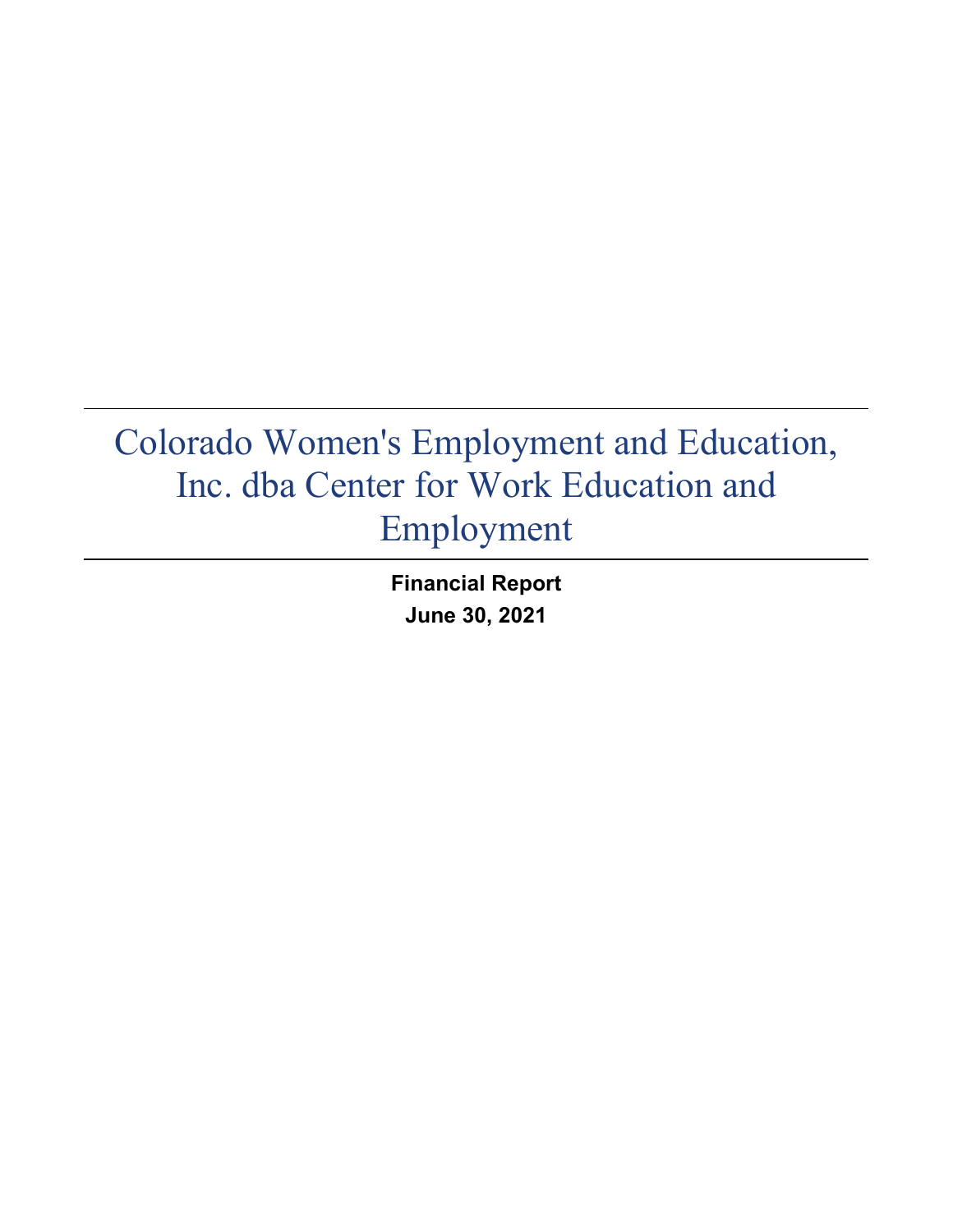# Colorado Women's Employment and Education, Inc. dba Center for Work Education and Employment

**Financial Report**

**June 30, 2021**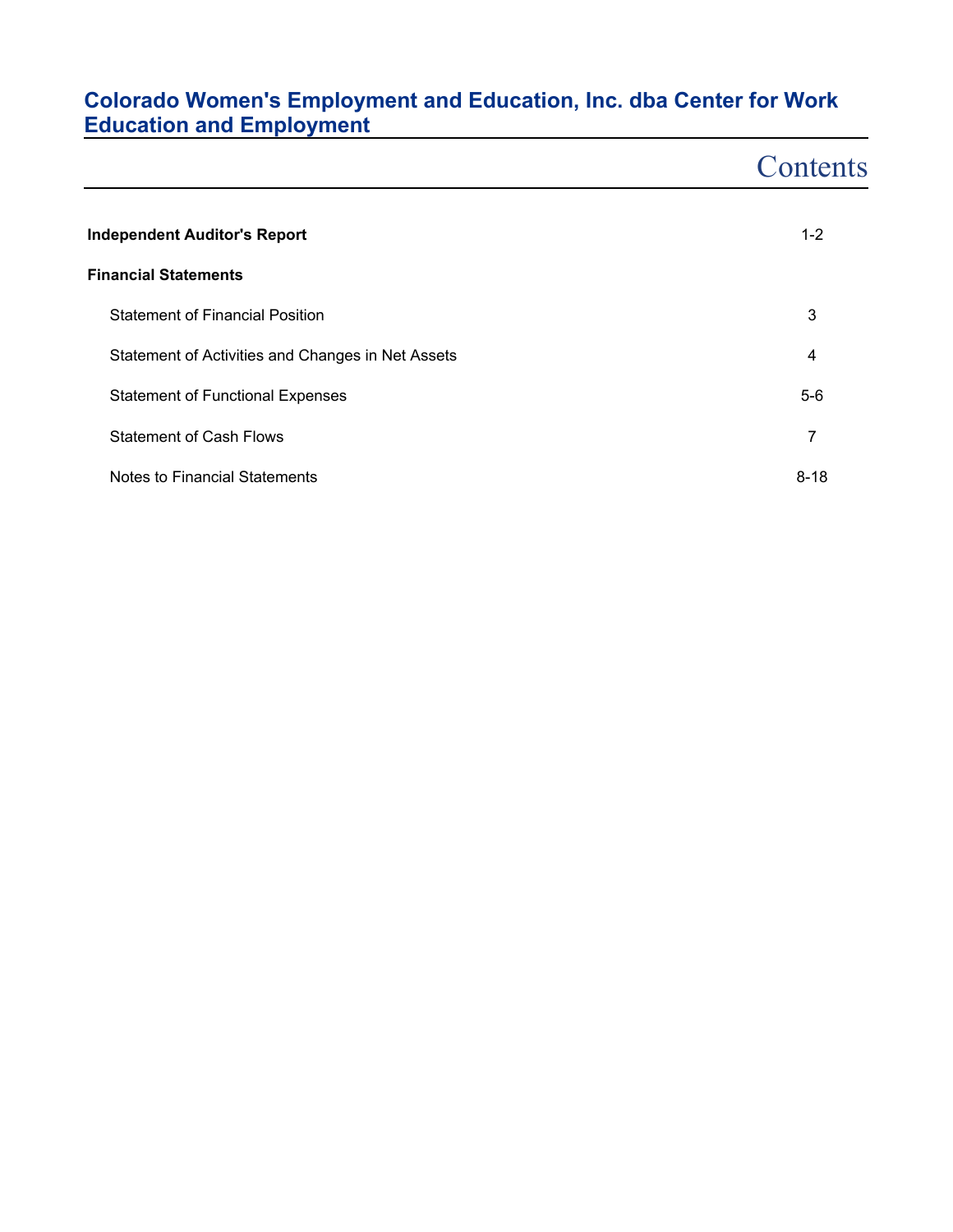# Colorado Women's Employment and Education, Inc. dba Center for Work Education and Employment

## Contents

| | |
|---|---|
| **Independent Auditor's Report** | 1-2 |
| **Financial Statements** | |
| Statement of Financial Position | 3 |
| Statement of Activities and Changes in Net Assets | 4 |
| Statement of Functional Expenses | 5-6 |
| Statement of Cash Flows | 7 |
| Notes to Financial Statements | 8-18 |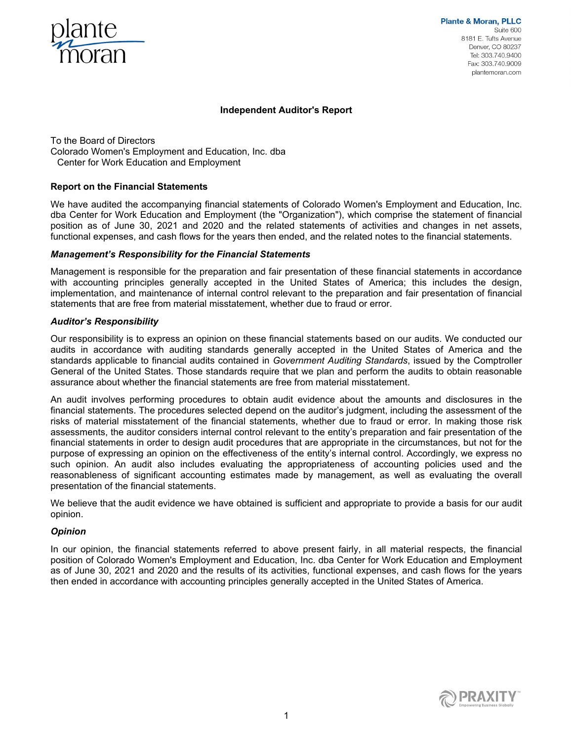Plante & Moran, PLLC
Suite 600
8181 E. Tufts Avenue
Denver, CO 80237
Tel: 303.740.9400
Fax: 303.740.9009
plantemoran.com

## Independent Auditor's Report

To the Board of Directors
Colorado Women's Employment and Education, Inc. dba
Center for Work Education and Employment

### Report on the Financial Statements

We have audited the accompanying financial statements of Colorado Women's Employment and Education, Inc. dba Center for Work Education and Employment (the "Organization"), which comprise the statement of financial position as of June 30, 2021 and 2020 and the related statements of activities and changes in net assets, functional expenses, and cash flows for the years then ended, and the related notes to the financial statements.

#### *Management's Responsibility for the Financial Statements*

Management is responsible for the preparation and fair presentation of these financial statements in accordance with accounting principles generally accepted in the United States of America; this includes the design, implementation, and maintenance of internal control relevant to the preparation and fair presentation of financial statements that are free from material misstatement, whether due to fraud or error.

#### *Auditor's Responsibility*

Our responsibility is to express an opinion on these financial statements based on our audits. We conducted our audits in accordance with auditing standards generally accepted in the United States of America and the standards applicable to financial audits contained in *Government Auditing Standards*, issued by the Comptroller General of the United States. Those standards require that we plan and perform the audits to obtain reasonable assurance about whether the financial statements are free from material misstatement.

An audit involves performing procedures to obtain audit evidence about the amounts and disclosures in the financial statements. The procedures selected depend on the auditor's judgment, including the assessment of the risks of material misstatement of the financial statements, whether due to fraud or error. In making those risk assessments, the auditor considers internal control relevant to the entity's preparation and fair presentation of the financial statements in order to design audit procedures that are appropriate in the circumstances, but not for the purpose of expressing an opinion on the effectiveness of the entity's internal control. Accordingly, we express no such opinion. An audit also includes evaluating the appropriateness of accounting policies used and the reasonableness of significant accounting estimates made by management, as well as evaluating the overall presentation of the financial statements.

We believe that the audit evidence we have obtained is sufficient and appropriate to provide a basis for our audit opinion.

#### *Opinion*

In our opinion, the financial statements referred to above present fairly, in all material respects, the financial position of Colorado Women's Employment and Education, Inc. dba Center for Work Education and Employment as of June 30, 2021 and 2020 and the results of its activities, functional expenses, and cash flows for the years then ended in accordance with accounting principles generally accepted in the United States of America.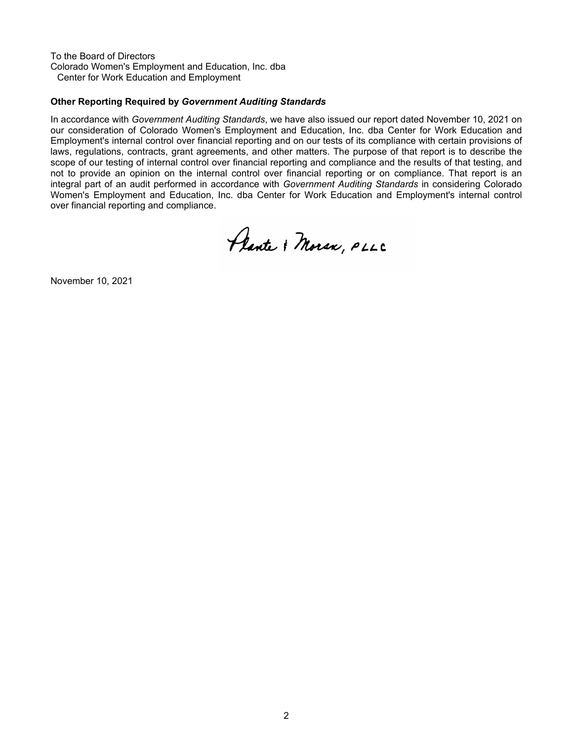To the Board of Directors
Colorado Women's Employment and Education, Inc. dba
Center for Work Education and Employment

**Other Reporting Required by *Government Auditing Standards***

In accordance with *Government Auditing Standards*, we have also issued our report dated November 10, 2021 on our consideration of Colorado Women's Employment and Education, Inc. dba Center for Work Education and Employment's internal control over financial reporting and on our tests of its compliance with certain provisions of laws, regulations, contracts, grant agreements, and other matters. The purpose of that report is to describe the scope of our testing of internal control over financial reporting and compliance and the results of that testing, and not to provide an opinion on the internal control over financial reporting or on compliance. That report is an integral part of an audit performed in accordance with *Government Auditing Standards* in considering Colorado Women's Employment and Education, Inc. dba Center for Work Education and Employment's internal control over financial reporting and compliance.

Plante & Moran, PLLC

November 10, 2021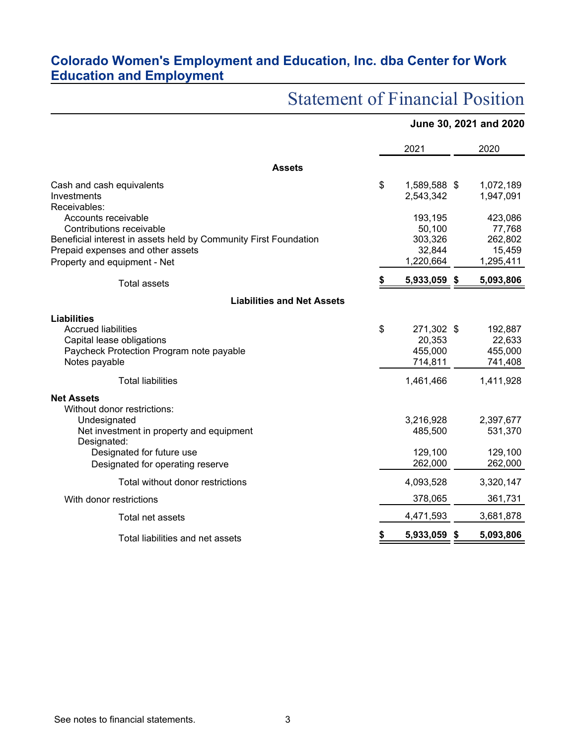# Colorado Women's Employment and Education, Inc. dba Center for Work Education and Employment

## Statement of Financial Position

**June 30, 2021 and 2020**

| | 2021 | 2020 |
|---|---|---|
| **Assets** | | |
| Cash and cash equivalents | $ 1,589,588 | $ 1,072,189 |
| Investments | 2,543,342 | 1,947,091 |
| Receivables: | | |
| Accounts receivable | 193,195 | 423,086 |
| Contributions receivable | 50,100 | 77,768 |
| Beneficial interest in assets held by Community First Foundation | 303,326 | 262,802 |
| Prepaid expenses and other assets | 32,844 | 15,459 |
| Property and equipment - Net | 1,220,664 | 1,295,411 |
| Total assets | **$ 5,933,059** | **$ 5,093,806** |
| **Liabilities and Net Assets** | | |
| **Liabilities** | | |
| Accrued liabilities | $ 271,302 | $ 192,887 |
| Capital lease obligations | 20,353 | 22,633 |
| Paycheck Protection Program note payable | 455,000 | 455,000 |
| Notes payable | 714,811 | 741,408 |
| Total liabilities | 1,461,466 | 1,411,928 |
| **Net Assets** | | |
| Without donor restrictions: | | |
| Undesignated | 3,216,928 | 2,397,677 |
| Net investment in property and equipment | 485,500 | 531,370 |
| Designated: | | |
| Designated for future use | 129,100 | 129,100 |
| Designated for operating reserve | 262,000 | 262,000 |
| Total without donor restrictions | 4,093,528 | 3,320,147 |
| With donor restrictions | 378,065 | 361,731 |
| Total net assets | 4,471,593 | 3,681,878 |
| Total liabilities and net assets | **$ 5,933,059** | **$ 5,093,806** |

See notes to financial statements.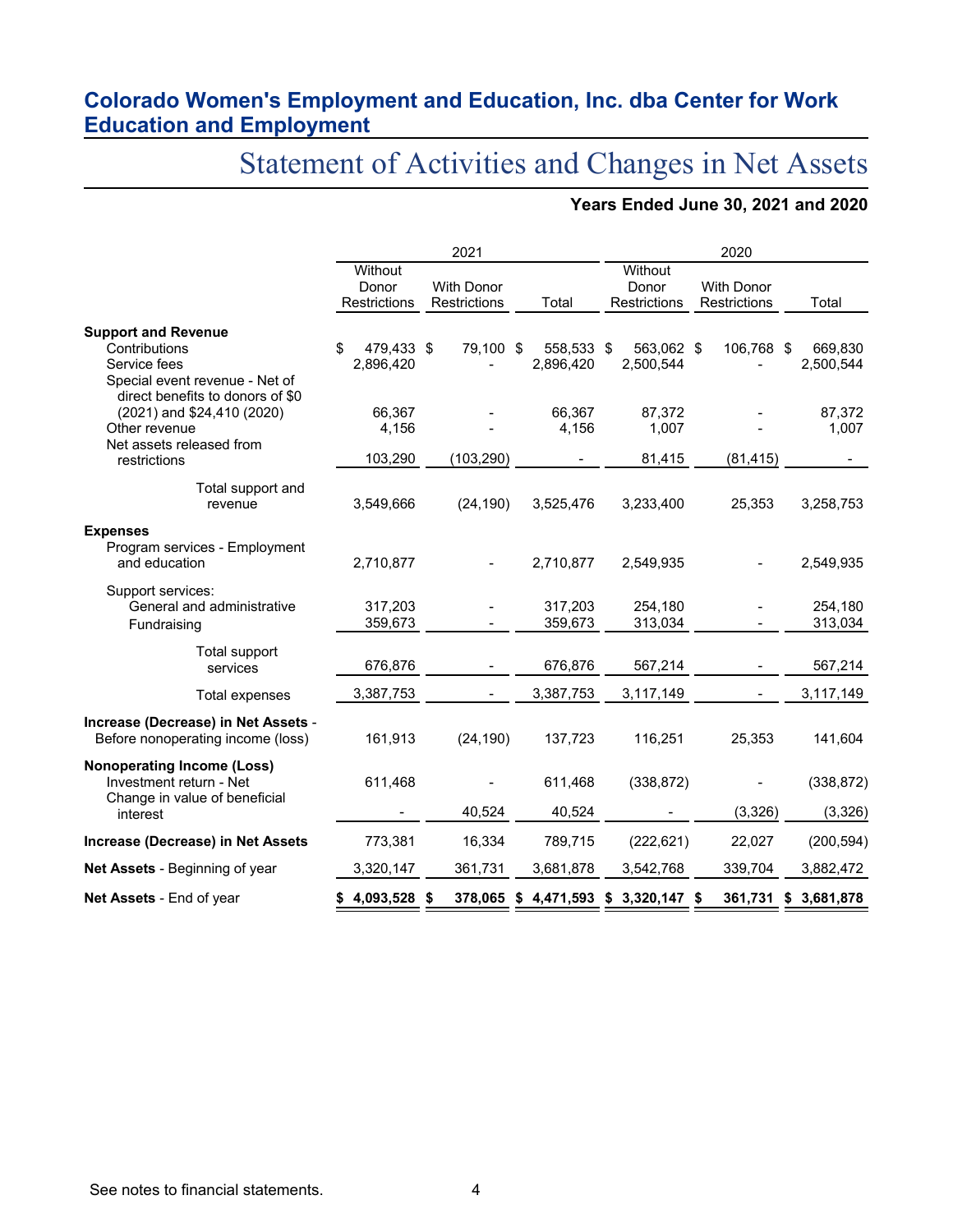## Colorado Women's Employment and Education, Inc. dba Center for Work Education and Employment

# Statement of Activities and Changes in Net Assets

**Years Ended June 30, 2021 and 2020**

| | 2021 | | | 2020 | | |
|---|---|---|---|---|---|---|
| | Without Donor Restrictions | With Donor Restrictions | Total | Without Donor Restrictions | With Donor Restrictions | Total |
| **Support and Revenue** | | | | | | |
| Contributions | $ 479,433 | $ 79,100 | $ 558,533 | $ 563,062 | $ 106,768 | $ 669,830 |
| Service fees | 2,896,420 | - | 2,896,420 | 2,500,544 | - | 2,500,544 |
| Special event revenue - Net of direct benefits to donors of $0 (2021) and $24,410 (2020) | 66,367 | - | 66,367 | 87,372 | - | 87,372 |
| Other revenue | 4,156 | - | 4,156 | 1,007 | - | 1,007 |
| Net assets released from restrictions | 103,290 | (103,290) | - | 81,415 | (81,415) | - |
| Total support and revenue | 3,549,666 | (24,190) | 3,525,476 | 3,233,400 | 25,353 | 3,258,753 |
| **Expenses** | | | | | | |
| Program services - Employment and education | 2,710,877 | - | 2,710,877 | 2,549,935 | - | 2,549,935 |
| Support services: | | | | | | |
| General and administrative | 317,203 | - | 317,203 | 254,180 | - | 254,180 |
| Fundraising | 359,673 | - | 359,673 | 313,034 | - | 313,034 |
| Total support services | 676,876 | - | 676,876 | 567,214 | - | 567,214 |
| Total expenses | 3,387,753 | - | 3,387,753 | 3,117,149 | - | 3,117,149 |
| **Increase (Decrease) in Net Assets** - Before nonoperating income (loss) | 161,913 | (24,190) | 137,723 | 116,251 | 25,353 | 141,604 |
| **Nonoperating Income (Loss)** | | | | | | |
| Investment return - Net | 611,468 | - | 611,468 | (338,872) | - | (338,872) |
| Change in value of beneficial interest | - | 40,524 | 40,524 | - | (3,326) | (3,326) |
| **Increase (Decrease) in Net Assets** | 773,381 | 16,334 | 789,715 | (222,621) | 22,027 | (200,594) |
| **Net Assets** - Beginning of year | 3,320,147 | 361,731 | 3,681,878 | 3,542,768 | 339,704 | 3,882,472 |
| **Net Assets** - End of year | **$ 4,093,528** | **$ 378,065** | **$ 4,471,593** | **$ 3,320,147** | **$ 361,731** | **$ 3,681,878** |

See notes to financial statements.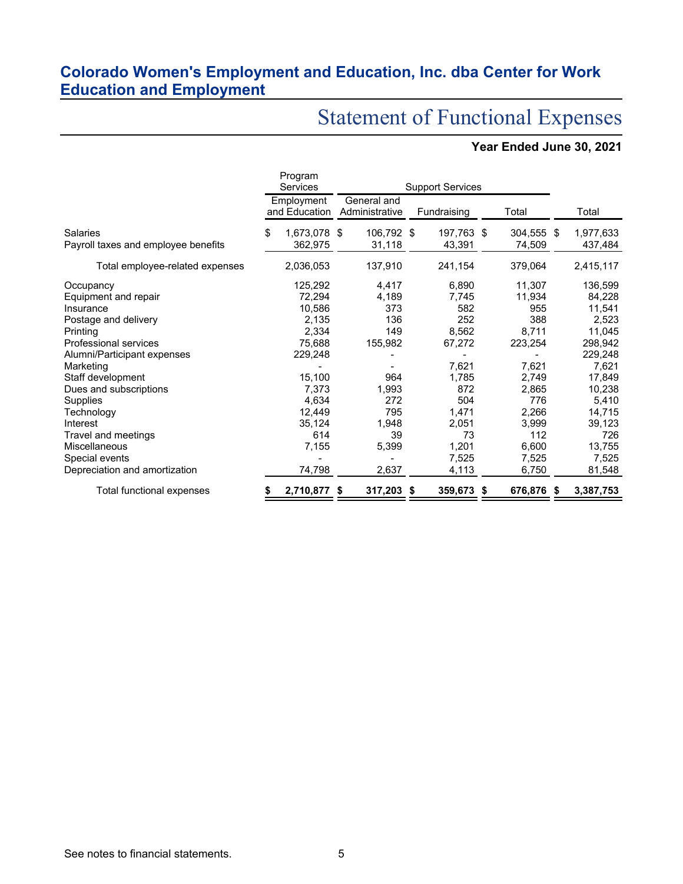## Colorado Women's Employment and Education, Inc. dba Center for Work Education and Employment

# Statement of Functional Expenses

**Year Ended June 30, 2021**

| | Program Services | Support Services | | | |
|---|---|---|---|---|---|
| | Employment and Education | General and Administrative | Fundraising | Total | Total |
| Salaries | $ 1,673,078 | $ 106,792 | $ 197,763 | $ 304,555 | $ 1,977,633 |
| Payroll taxes and employee benefits | 362,975 | 31,118 | 43,391 | 74,509 | 437,484 |
| Total employee-related expenses | 2,036,053 | 137,910 | 241,154 | 379,064 | 2,415,117 |
| Occupancy | 125,292 | 4,417 | 6,890 | 11,307 | 136,599 |
| Equipment and repair | 72,294 | 4,189 | 7,745 | 11,934 | 84,228 |
| Insurance | 10,586 | 373 | 582 | 955 | 11,541 |
| Postage and delivery | 2,135 | 136 | 252 | 388 | 2,523 |
| Printing | 2,334 | 149 | 8,562 | 8,711 | 11,045 |
| Professional services | 75,688 | 155,982 | 67,272 | 223,254 | 298,942 |
| Alumni/Participant expenses | 229,248 | - | - | - | 229,248 |
| Marketing | - | - | 7,621 | 7,621 | 7,621 |
| Staff development | 15,100 | 964 | 1,785 | 2,749 | 17,849 |
| Dues and subscriptions | 7,373 | 1,993 | 872 | 2,865 | 10,238 |
| Supplies | 4,634 | 272 | 504 | 776 | 5,410 |
| Technology | 12,449 | 795 | 1,471 | 2,266 | 14,715 |
| Interest | 35,124 | 1,948 | 2,051 | 3,999 | 39,123 |
| Travel and meetings | 614 | 39 | 73 | 112 | 726 |
| Miscellaneous | 7,155 | 5,399 | 1,201 | 6,600 | 13,755 |
| Special events | - | - | 7,525 | 7,525 | 7,525 |
| Depreciation and amortization | 74,798 | 2,637 | 4,113 | 6,750 | 81,548 |
| Total functional expenses | **$ 2,710,877** | **$ 317,203** | **$ 359,673** | **$ 676,876** | **$ 3,387,753** |

See notes to financial statements.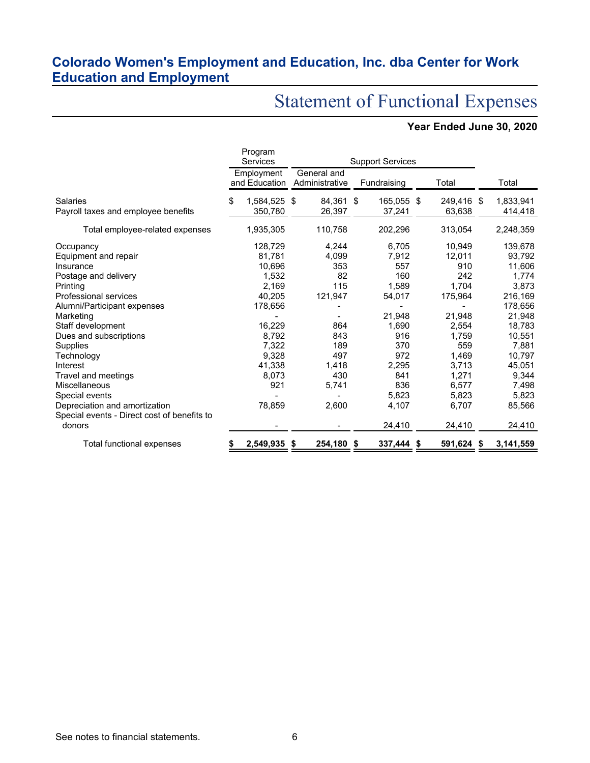## Colorado Women's Employment and Education, Inc. dba Center for Work Education and Employment

# Statement of Functional Expenses

**Year Ended June 30, 2020**

| | Program Services | Support Services | | | |
|---|---|---|---|---|---|
| | Employment and Education | General and Administrative | Fundraising | Total | Total |
| Salaries | $ 1,584,525 | $ 84,361 | $ 165,055 | $ 249,416 | $ 1,833,941 |
| Payroll taxes and employee benefits | 350,780 | 26,397 | 37,241 | 63,638 | 414,418 |
| Total employee-related expenses | 1,935,305 | 110,758 | 202,296 | 313,054 | 2,248,359 |
| Occupancy | 128,729 | 4,244 | 6,705 | 10,949 | 139,678 |
| Equipment and repair | 81,781 | 4,099 | 7,912 | 12,011 | 93,792 |
| Insurance | 10,696 | 353 | 557 | 910 | 11,606 |
| Postage and delivery | 1,532 | 82 | 160 | 242 | 1,774 |
| Printing | 2,169 | 115 | 1,589 | 1,704 | 3,873 |
| Professional services | 40,205 | 121,947 | 54,017 | 175,964 | 216,169 |
| Alumni/Participant expenses | 178,656 | - | - | - | 178,656 |
| Marketing | - | - | 21,948 | 21,948 | 21,948 |
| Staff development | 16,229 | 864 | 1,690 | 2,554 | 18,783 |
| Dues and subscriptions | 8,792 | 843 | 916 | 1,759 | 10,551 |
| Supplies | 7,322 | 189 | 370 | 559 | 7,881 |
| Technology | 9,328 | 497 | 972 | 1,469 | 10,797 |
| Interest | 41,338 | 1,418 | 2,295 | 3,713 | 45,051 |
| Travel and meetings | 8,073 | 430 | 841 | 1,271 | 9,344 |
| Miscellaneous | 921 | 5,741 | 836 | 6,577 | 7,498 |
| Special events | - | - | 5,823 | 5,823 | 5,823 |
| Depreciation and amortization | 78,859 | 2,600 | 4,107 | 6,707 | 85,566 |
| Special events - Direct cost of benefits to donors | - | - | 24,410 | 24,410 | 24,410 |
| Total functional expenses | **$ 2,549,935** | **$ 254,180** | **$ 337,444** | **$ 591,624** | **$ 3,141,559** |

See notes to financial statements.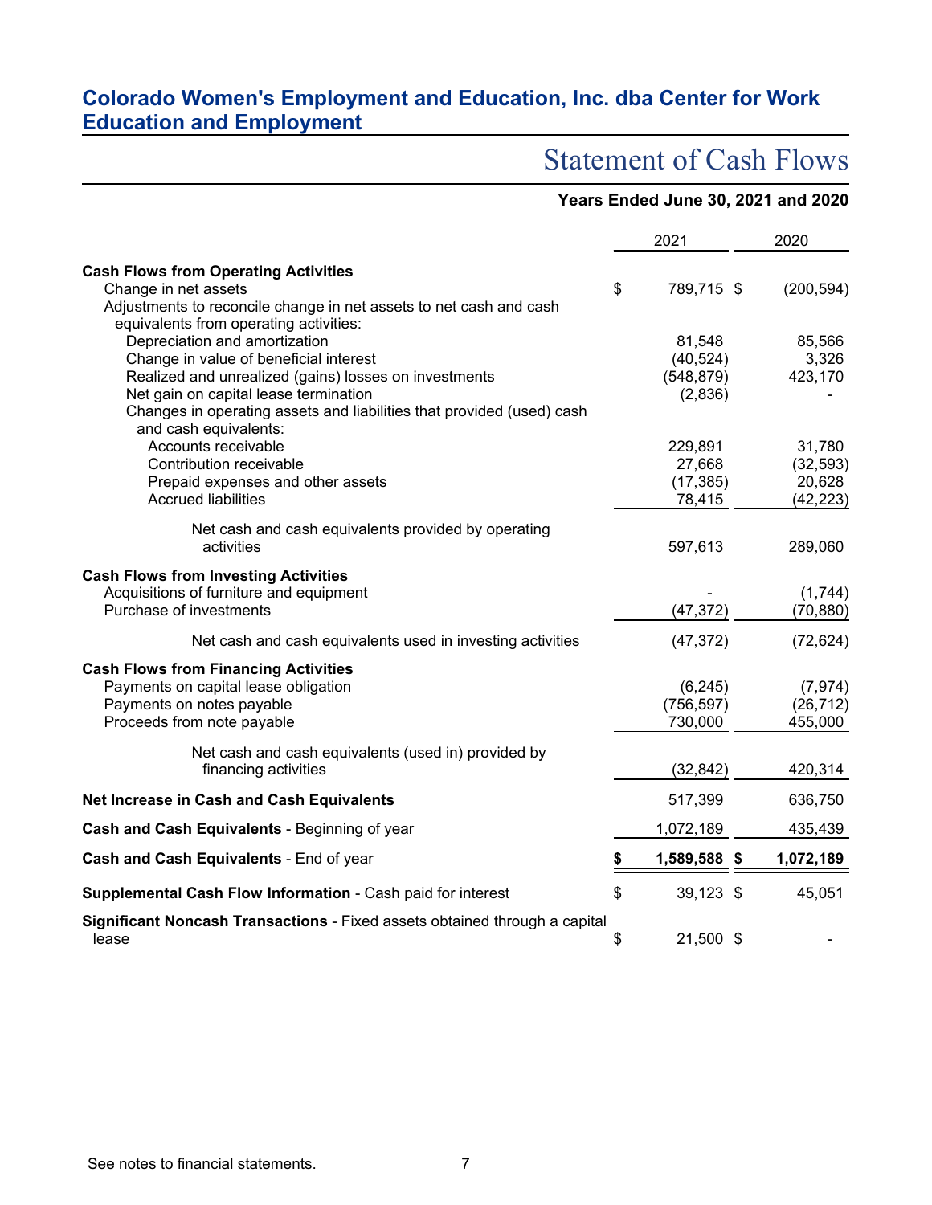# Colorado Women's Employment and Education, Inc. dba Center for Work Education and Employment

## Statement of Cash Flows

**Years Ended June 30, 2021 and 2020**

| | 2021 | 2020 |
|---|---|---|
| **Cash Flows from Operating Activities** | | |
| Change in net assets | $ 789,715 | $ (200,594) |
| Adjustments to reconcile change in net assets to net cash and cash equivalents from operating activities: | | |
| Depreciation and amortization | 81,548 | 85,566 |
| Change in value of beneficial interest | (40,524) | 3,326 |
| Realized and unrealized (gains) losses on investments | (548,879) | 423,170 |
| Net gain on capital lease termination | (2,836) | - |
| Changes in operating assets and liabilities that provided (used) cash and cash equivalents: | | |
| Accounts receivable | 229,891 | 31,780 |
| Contribution receivable | 27,668 | (32,593) |
| Prepaid expenses and other assets | (17,385) | 20,628 |
| Accrued liabilities | 78,415 | (42,223) |
| Net cash and cash equivalents provided by operating activities | 597,613 | 289,060 |
| **Cash Flows from Investing Activities** | | |
| Acquisitions of furniture and equipment | - | (1,744) |
| Purchase of investments | (47,372) | (70,880) |
| Net cash and cash equivalents used in investing activities | (47,372) | (72,624) |
| **Cash Flows from Financing Activities** | | |
| Payments on capital lease obligation | (6,245) | (7,974) |
| Payments on notes payable | (756,597) | (26,712) |
| Proceeds from note payable | 730,000 | 455,000 |
| Net cash and cash equivalents (used in) provided by financing activities | (32,842) | 420,314 |
| **Net Increase in Cash and Cash Equivalents** | 517,399 | 636,750 |
| **Cash and Cash Equivalents** - Beginning of year | 1,072,189 | 435,439 |
| **Cash and Cash Equivalents** - End of year | **$ 1,589,588** | **$ 1,072,189** |
| **Supplemental Cash Flow Information** - Cash paid for interest | $ 39,123 | $ 45,051 |
| **Significant Noncash Transactions** - Fixed assets obtained through a capital lease | $ 21,500 | $ - |

See notes to financial statements.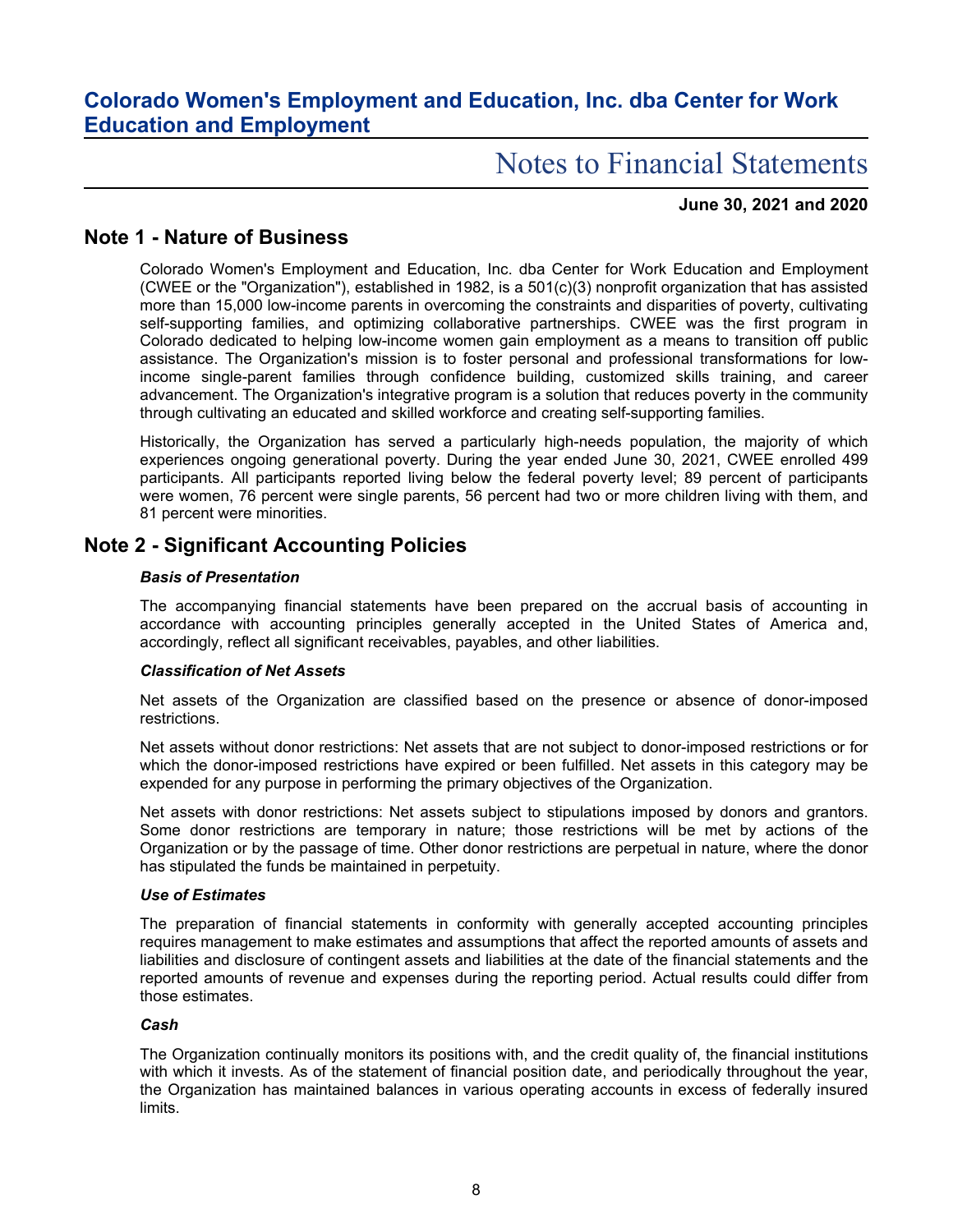# Colorado Women's Employment and Education, Inc. dba Center for Work Education and Employment

## Notes to Financial Statements

**June 30, 2021 and 2020**

## Note 1 - Nature of Business

Colorado Women's Employment and Education, Inc. dba Center for Work Education and Employment (CWEE or the "Organization"), established in 1982, is a 501(c)(3) nonprofit organization that has assisted more than 15,000 low-income parents in overcoming the constraints and disparities of poverty, cultivating self-supporting families, and optimizing collaborative partnerships. CWEE was the first program in Colorado dedicated to helping low-income women gain employment as a means to transition off public assistance. The Organization's mission is to foster personal and professional transformations for low-income single-parent families through confidence building, customized skills training, and career advancement. The Organization's integrative program is a solution that reduces poverty in the community through cultivating an educated and skilled workforce and creating self-supporting families.

Historically, the Organization has served a particularly high-needs population, the majority of which experiences ongoing generational poverty. During the year ended June 30, 2021, CWEE enrolled 499 participants. All participants reported living below the federal poverty level; 89 percent of participants were women, 76 percent were single parents, 56 percent had two or more children living with them, and 81 percent were minorities.

## Note 2 - Significant Accounting Policies

### *Basis of Presentation*

The accompanying financial statements have been prepared on the accrual basis of accounting in accordance with accounting principles generally accepted in the United States of America and, accordingly, reflect all significant receivables, payables, and other liabilities.

### *Classification of Net Assets*

Net assets of the Organization are classified based on the presence or absence of donor-imposed restrictions.

Net assets without donor restrictions: Net assets that are not subject to donor-imposed restrictions or for which the donor-imposed restrictions have expired or been fulfilled. Net assets in this category may be expended for any purpose in performing the primary objectives of the Organization.

Net assets with donor restrictions: Net assets subject to stipulations imposed by donors and grantors. Some donor restrictions are temporary in nature; those restrictions will be met by actions of the Organization or by the passage of time. Other donor restrictions are perpetual in nature, where the donor has stipulated the funds be maintained in perpetuity.

### *Use of Estimates*

The preparation of financial statements in conformity with generally accepted accounting principles requires management to make estimates and assumptions that affect the reported amounts of assets and liabilities and disclosure of contingent assets and liabilities at the date of the financial statements and the reported amounts of revenue and expenses during the reporting period. Actual results could differ from those estimates.

### *Cash*

The Organization continually monitors its positions with, and the credit quality of, the financial institutions with which it invests. As of the statement of financial position date, and periodically throughout the year, the Organization has maintained balances in various operating accounts in excess of federally insured limits.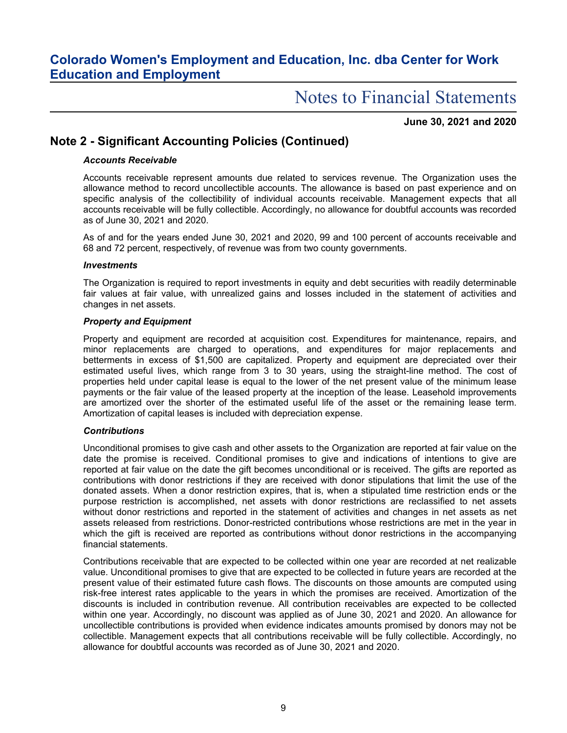## Note 2 - Significant Accounting Policies (Continued)

***Accounts Receivable***

Accounts receivable represent amounts due related to services revenue. The Organization uses the allowance method to record uncollectible accounts. The allowance is based on past experience and on specific analysis of the collectibility of individual accounts receivable. Management expects that all accounts receivable will be fully collectible. Accordingly, no allowance for doubtful accounts was recorded as of June 30, 2021 and 2020.

As of and for the years ended June 30, 2021 and 2020, 99 and 100 percent of accounts receivable and 68 and 72 percent, respectively, of revenue was from two county governments.

***Investments***

The Organization is required to report investments in equity and debt securities with readily determinable fair values at fair value, with unrealized gains and losses included in the statement of activities and changes in net assets.

***Property and Equipment***

Property and equipment are recorded at acquisition cost. Expenditures for maintenance, repairs, and minor replacements are charged to operations, and expenditures for major replacements and betterments in excess of $1,500 are capitalized. Property and equipment are depreciated over their estimated useful lives, which range from 3 to 30 years, using the straight-line method. The cost of properties held under capital lease is equal to the lower of the net present value of the minimum lease payments or the fair value of the leased property at the inception of the lease. Leasehold improvements are amortized over the shorter of the estimated useful life of the asset or the remaining lease term. Amortization of capital leases is included with depreciation expense.

***Contributions***

Unconditional promises to give cash and other assets to the Organization are reported at fair value on the date the promise is received. Conditional promises to give and indications of intentions to give are reported at fair value on the date the gift becomes unconditional or is received. The gifts are reported as contributions with donor restrictions if they are received with donor stipulations that limit the use of the donated assets. When a donor restriction expires, that is, when a stipulated time restriction ends or the purpose restriction is accomplished, net assets with donor restrictions are reclassified to net assets without donor restrictions and reported in the statement of activities and changes in net assets as net assets released from restrictions. Donor-restricted contributions whose restrictions are met in the year in which the gift is received are reported as contributions without donor restrictions in the accompanying financial statements.

Contributions receivable that are expected to be collected within one year are recorded at net realizable value. Unconditional promises to give that are expected to be collected in future years are recorded at the present value of their estimated future cash flows. The discounts on those amounts are computed using risk-free interest rates applicable to the years in which the promises are received. Amortization of the discounts is included in contribution revenue. All contribution receivables are expected to be collected within one year. Accordingly, no discount was applied as of June 30, 2021 and 2020. An allowance for uncollectible contributions is provided when evidence indicates amounts promised by donors may not be collectible. Management expects that all contributions receivable will be fully collectible. Accordingly, no allowance for doubtful accounts was recorded as of June 30, 2021 and 2020.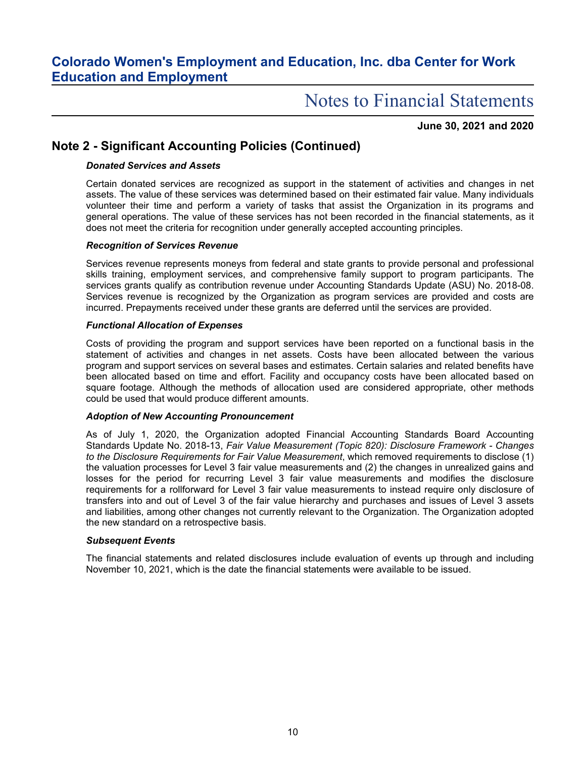## Note 2 - Significant Accounting Policies (Continued)

***Donated Services and Assets***

Certain donated services are recognized as support in the statement of activities and changes in net assets. The value of these services was determined based on their estimated fair value. Many individuals volunteer their time and perform a variety of tasks that assist the Organization in its programs and general operations. The value of these services has not been recorded in the financial statements, as it does not meet the criteria for recognition under generally accepted accounting principles.

***Recognition of Services Revenue***

Services revenue represents moneys from federal and state grants to provide personal and professional skills training, employment services, and comprehensive family support to program participants. The services grants qualify as contribution revenue under Accounting Standards Update (ASU) No. 2018-08. Services revenue is recognized by the Organization as program services are provided and costs are incurred. Prepayments received under these grants are deferred until the services are provided.

***Functional Allocation of Expenses***

Costs of providing the program and support services have been reported on a functional basis in the statement of activities and changes in net assets. Costs have been allocated between the various program and support services on several bases and estimates. Certain salaries and related benefits have been allocated based on time and effort. Facility and occupancy costs have been allocated based on square footage. Although the methods of allocation used are considered appropriate, other methods could be used that would produce different amounts.

***Adoption of New Accounting Pronouncement***

As of July 1, 2020, the Organization adopted Financial Accounting Standards Board Accounting Standards Update No. 2018-13, *Fair Value Measurement (Topic 820): Disclosure Framework - Changes to the Disclosure Requirements for Fair Value Measurement*, which removed requirements to disclose (1) the valuation processes for Level 3 fair value measurements and (2) the changes in unrealized gains and losses for the period for recurring Level 3 fair value measurements and modifies the disclosure requirements for a rollforward for Level 3 fair value measurements to instead require only disclosure of transfers into and out of Level 3 of the fair value hierarchy and purchases and issues of Level 3 assets and liabilities, among other changes not currently relevant to the Organization. The Organization adopted the new standard on a retrospective basis.

***Subsequent Events***

The financial statements and related disclosures include evaluation of events up through and including November 10, 2021, which is the date the financial statements were available to be issued.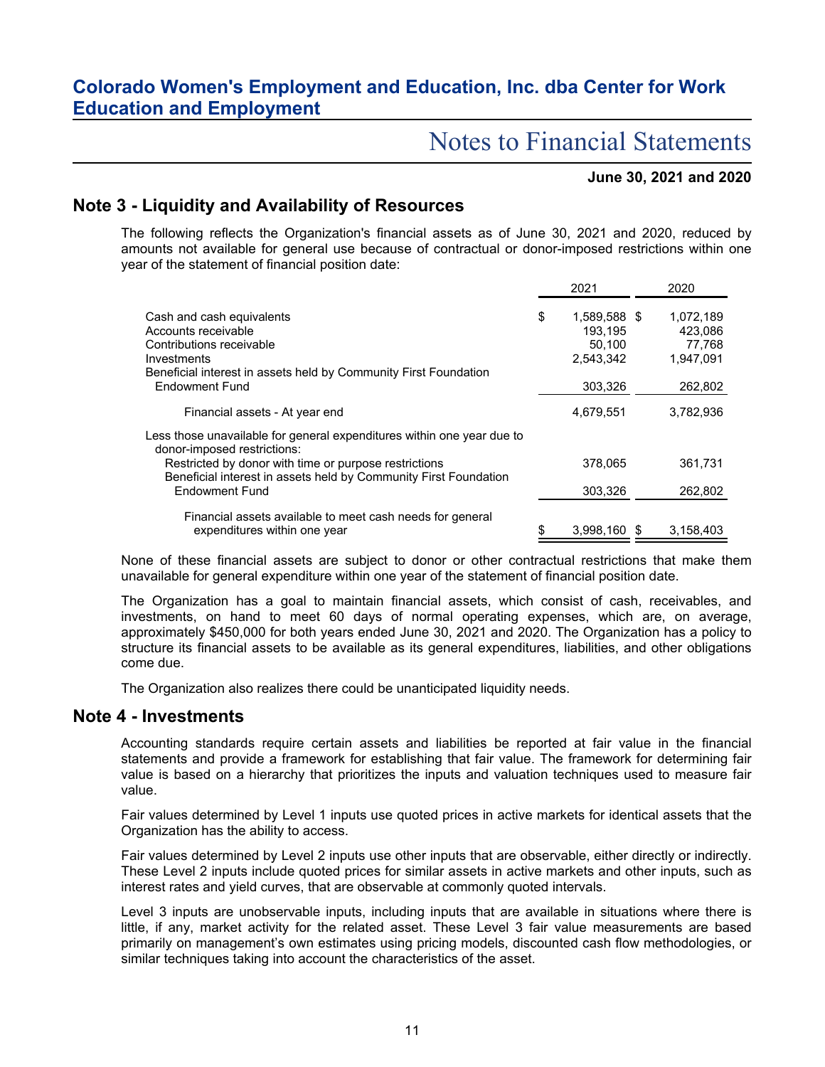# Colorado Women's Employment and Education, Inc. dba Center for Work Education and Employment

## Notes to Financial Statements

**June 30, 2021 and 2020**

## Note 3 - Liquidity and Availability of Resources

The following reflects the Organization's financial assets as of June 30, 2021 and 2020, reduced by amounts not available for general use because of contractual or donor-imposed restrictions within one year of the statement of financial position date:

| | 2021 | 2020 |
|---|---|---|
| Cash and cash equivalents | $ 1,589,588 | $ 1,072,189 |
| Accounts receivable | 193,195 | 423,086 |
| Contributions receivable | 50,100 | 77,768 |
| Investments | 2,543,342 | 1,947,091 |
| Beneficial interest in assets held by Community First Foundation Endowment Fund | 303,326 | 262,802 |
| Financial assets - At year end | 4,679,551 | 3,782,936 |
| Less those unavailable for general expenditures within one year due to donor-imposed restrictions: | | |
| Restricted by donor with time or purpose restrictions | 378,065 | 361,731 |
| Beneficial interest in assets held by Community First Foundation Endowment Fund | 303,326 | 262,802 |
| Financial assets available to meet cash needs for general expenditures within one year | $ 3,998,160 | $ 3,158,403 |

None of these financial assets are subject to donor or other contractual restrictions that make them unavailable for general expenditure within one year of the statement of financial position date.

The Organization has a goal to maintain financial assets, which consist of cash, receivables, and investments, on hand to meet 60 days of normal operating expenses, which are, on average, approximately $450,000 for both years ended June 30, 2021 and 2020. The Organization has a policy to structure its financial assets to be available as its general expenditures, liabilities, and other obligations come due.

The Organization also realizes there could be unanticipated liquidity needs.

## Note 4 - Investments

Accounting standards require certain assets and liabilities be reported at fair value in the financial statements and provide a framework for establishing that fair value. The framework for determining fair value is based on a hierarchy that prioritizes the inputs and valuation techniques used to measure fair value.

Fair values determined by Level 1 inputs use quoted prices in active markets for identical assets that the Organization has the ability to access.

Fair values determined by Level 2 inputs use other inputs that are observable, either directly or indirectly. These Level 2 inputs include quoted prices for similar assets in active markets and other inputs, such as interest rates and yield curves, that are observable at commonly quoted intervals.

Level 3 inputs are unobservable inputs, including inputs that are available in situations where there is little, if any, market activity for the related asset. These Level 3 fair value measurements are based primarily on management's own estimates using pricing models, discounted cash flow methodologies, or similar techniques taking into account the characteristics of the asset.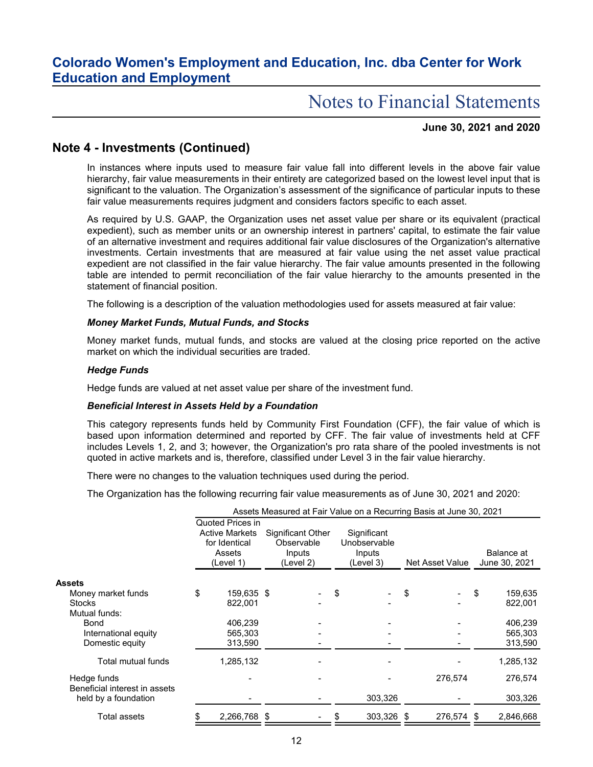## Note 4 - Investments (Continued)

In instances where inputs used to measure fair value fall into different levels in the above fair value hierarchy, fair value measurements in their entirety are categorized based on the lowest level input that is significant to the valuation. The Organization's assessment of the significance of particular inputs to these fair value measurements requires judgment and considers factors specific to each asset.

As required by U.S. GAAP, the Organization uses net asset value per share or its equivalent (practical expedient), such as member units or an ownership interest in partners' capital, to estimate the fair value of an alternative investment and requires additional fair value disclosures of the Organization's alternative investments. Certain investments that are measured at fair value using the net asset value practical expedient are not classified in the fair value hierarchy. The fair value amounts presented in the following table are intended to permit reconciliation of the fair value hierarchy to the amounts presented in the statement of financial position.

The following is a description of the valuation methodologies used for assets measured at fair value:

***Money Market Funds, Mutual Funds, and Stocks***

Money market funds, mutual funds, and stocks are valued at the closing price reported on the active market on which the individual securities are traded.

***Hedge Funds***

Hedge funds are valued at net asset value per share of the investment fund.

***Beneficial Interest in Assets Held by a Foundation***

This category represents funds held by Community First Foundation (CFF), the fair value of which is based upon information determined and reported by CFF. The fair value of investments held at CFF includes Levels 1, 2, and 3; however, the Organization's pro rata share of the pooled investments is not quoted in active markets and is, therefore, classified under Level 3 in the fair value hierarchy.

There were no changes to the valuation techniques used during the period.

The Organization has the following recurring fair value measurements as of June 30, 2021 and 2020:

| | Assets Measured at Fair Value on a Recurring Basis at June 30, 2021 | | | | |
|---|---|---|---|---|---|
| | Quoted Prices in Active Markets for Identical Assets (Level 1) | Significant Other Observable Inputs (Level 2) | Significant Unobservable Inputs (Level 3) | Net Asset Value | Balance at June 30, 2021 |
| **Assets** | | | | | |
| Money market funds | $ 159,635 | $ - | $ - | $ - | $ 159,635 |
| Stocks | 822,001 | - | - | - | 822,001 |
| Mutual funds: | | | | | |
| Bond | 406,239 | - | - | - | 406,239 |
| International equity | 565,303 | - | - | - | 565,303 |
| Domestic equity | 313,590 | - | - | - | 313,590 |
| Total mutual funds | 1,285,132 | - | - | - | 1,285,132 |
| Hedge funds | - | - | - | 276,574 | 276,574 |
| Beneficial interest in assets held by a foundation | - | - | 303,326 | - | 303,326 |
| Total assets | $ 2,266,768 | $ - | $ 303,326 | $ 276,574 | $ 2,846,668 |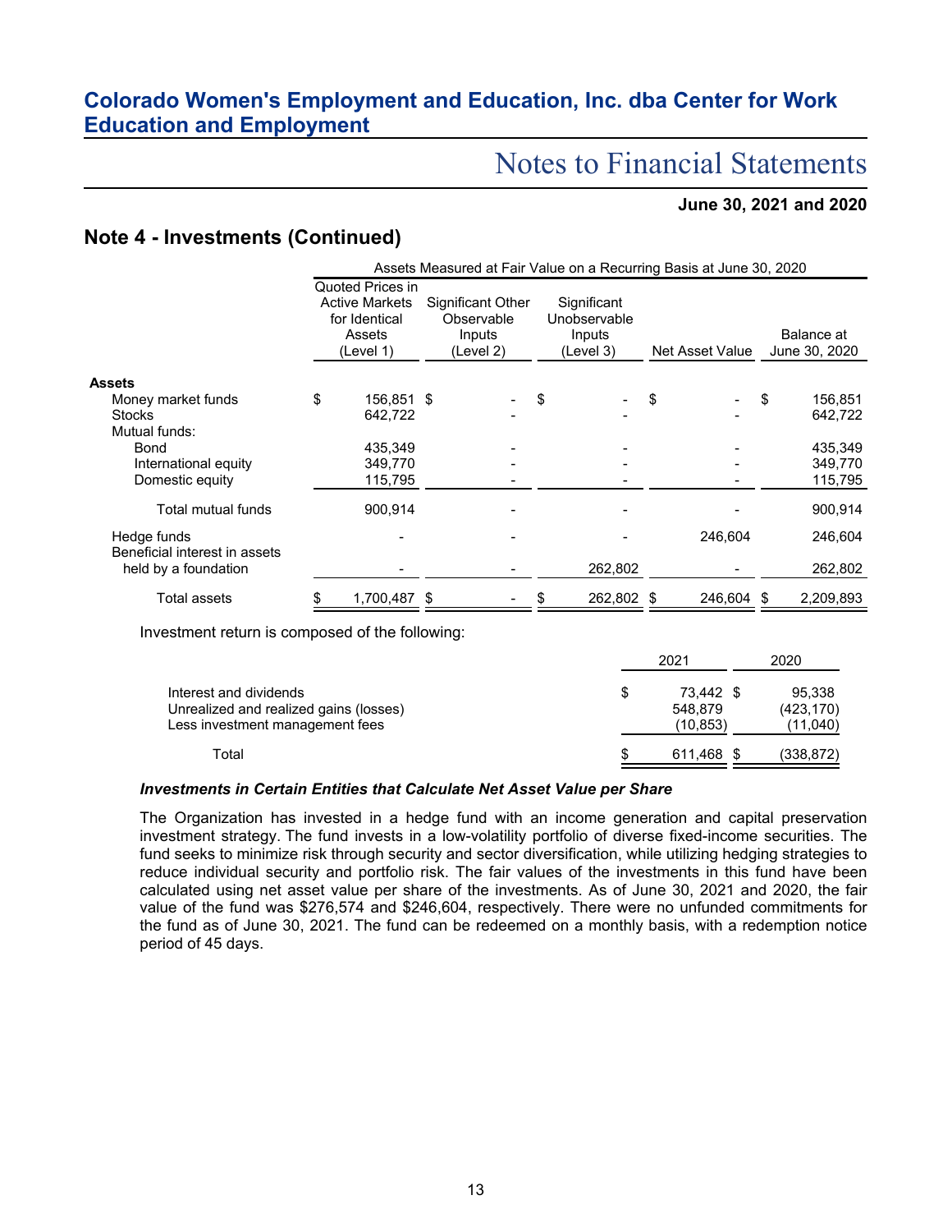# Colorado Women's Employment and Education, Inc. dba Center for Work Education and Employment

## Notes to Financial Statements

**June 30, 2021 and 2020**

## Note 4 - Investments (Continued)

| | Assets Measured at Fair Value on a Recurring Basis at June 30, 2020 | | | | |
|---|---|---|---|---|---|
| | Quoted Prices in Active Markets for Identical Assets (Level 1) | Significant Other Observable Inputs (Level 2) | Significant Unobservable Inputs (Level 3) | Net Asset Value | Balance at June 30, 2020 |
| **Assets** | | | | | |
| Money market funds | $ 156,851 | $ - | $ - | $ - | $ 156,851 |
| Stocks | 642,722 | - | - | - | 642,722 |
| Mutual funds: | | | | | |
| Bond | 435,349 | - | - | - | 435,349 |
| International equity | 349,770 | - | - | - | 349,770 |
| Domestic equity | 115,795 | - | - | - | 115,795 |
| Total mutual funds | 900,914 | - | - | - | 900,914 |
| Hedge funds | - | - | - | 246,604 | 246,604 |
| Beneficial interest in assets held by a foundation | - | - | 262,802 | - | 262,802 |
| Total assets | $ 1,700,487 | $ - | $ 262,802 | $ 246,604 | $ 2,209,893 |

Investment return is composed of the following:

| | 2021 | 2020 |
|---|---|---|
| Interest and dividends | $ 73,442 | $ 95,338 |
| Unrealized and realized gains (losses) | 548,879 | (423,170) |
| Less investment management fees | (10,853) | (11,040) |
| Total | $ 611,468 | $ (338,872) |

***Investments in Certain Entities that Calculate Net Asset Value per Share***

The Organization has invested in a hedge fund with an income generation and capital preservation investment strategy. The fund invests in a low-volatility portfolio of diverse fixed-income securities. The fund seeks to minimize risk through security and sector diversification, while utilizing hedging strategies to reduce individual security and portfolio risk. The fair values of the investments in this fund have been calculated using net asset value per share of the investments. As of June 30, 2021 and 2020, the fair value of the fund was $276,574 and $246,604, respectively. There were no unfunded commitments for the fund as of June 30, 2021. The fund can be redeemed on a monthly basis, with a redemption notice period of 45 days.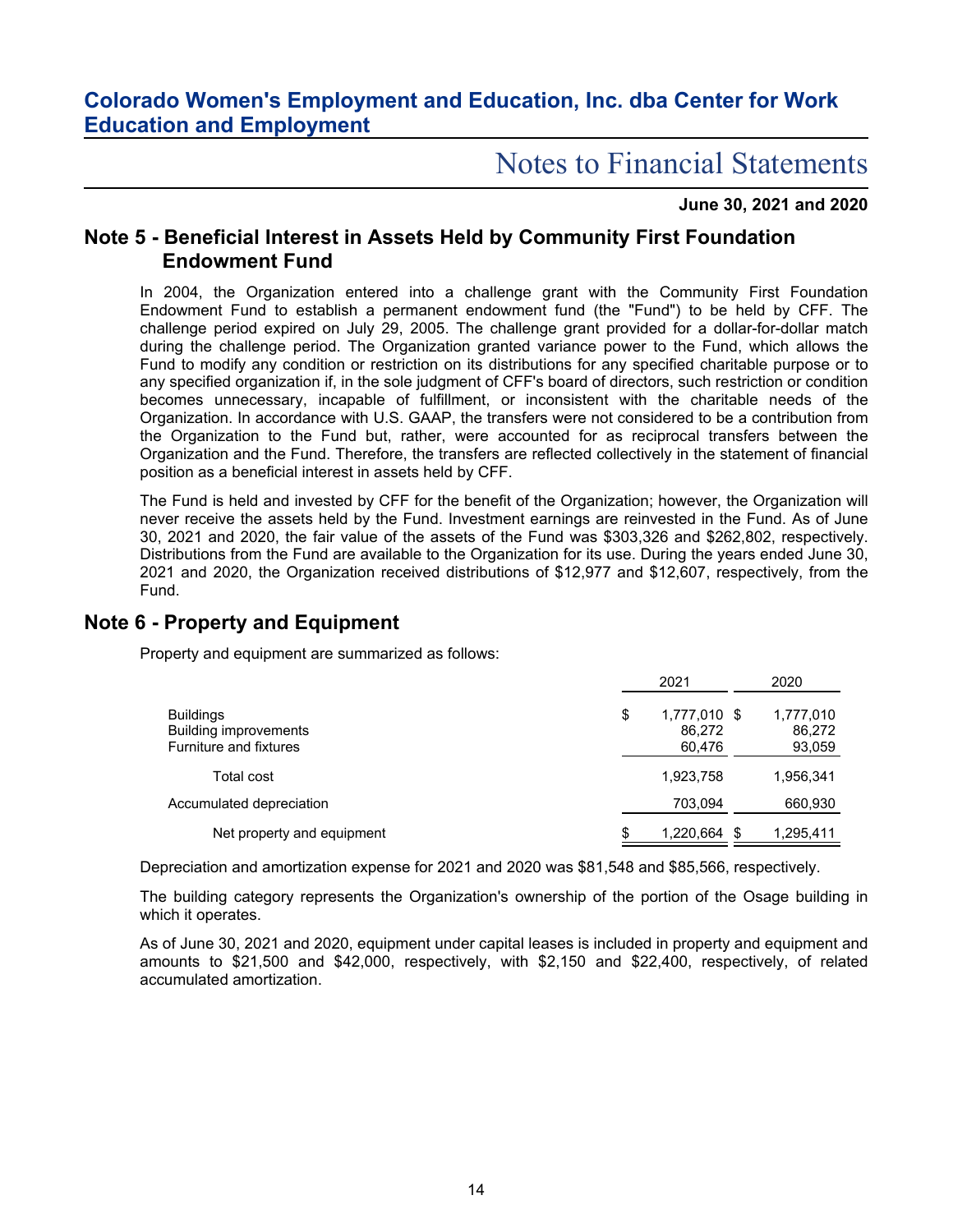## Note 5 - Beneficial Interest in Assets Held by Community First Foundation Endowment Fund

In 2004, the Organization entered into a challenge grant with the Community First Foundation Endowment Fund to establish a permanent endowment fund (the "Fund") to be held by CFF. The challenge period expired on July 29, 2005. The challenge grant provided for a dollar-for-dollar match during the challenge period. The Organization granted variance power to the Fund, which allows the Fund to modify any condition or restriction on its distributions for any specified charitable purpose or to any specified organization if, in the sole judgment of CFF's board of directors, such restriction or condition becomes unnecessary, incapable of fulfillment, or inconsistent with the charitable needs of the Organization. In accordance with U.S. GAAP, the transfers were not considered to be a contribution from the Organization to the Fund but, rather, were accounted for as reciprocal transfers between the Organization and the Fund. Therefore, the transfers are reflected collectively in the statement of financial position as a beneficial interest in assets held by CFF.

The Fund is held and invested by CFF for the benefit of the Organization; however, the Organization will never receive the assets held by the Fund. Investment earnings are reinvested in the Fund. As of June 30, 2021 and 2020, the fair value of the assets of the Fund was $303,326 and $262,802, respectively. Distributions from the Fund are available to the Organization for its use. During the years ended June 30, 2021 and 2020, the Organization received distributions of $12,977 and $12,607, respectively, from the Fund.

## Note 6 - Property and Equipment

Property and equipment are summarized as follows:

| | 2021 | 2020 |
|---|---|---|
| Buildings | $ 1,777,010 | $ 1,777,010 |
| Building improvements | 86,272 | 86,272 |
| Furniture and fixtures | 60,476 | 93,059 |
| Total cost | 1,923,758 | 1,956,341 |
| Accumulated depreciation | 703,094 | 660,930 |
| Net property and equipment | $ 1,220,664 | $ 1,295,411 |

Depreciation and amortization expense for 2021 and 2020 was $81,548 and $85,566, respectively.

The building category represents the Organization's ownership of the portion of the Osage building in which it operates.

As of June 30, 2021 and 2020, equipment under capital leases is included in property and equipment and amounts to $21,500 and $42,000, respectively, with $2,150 and $22,400, respectively, of related accumulated amortization.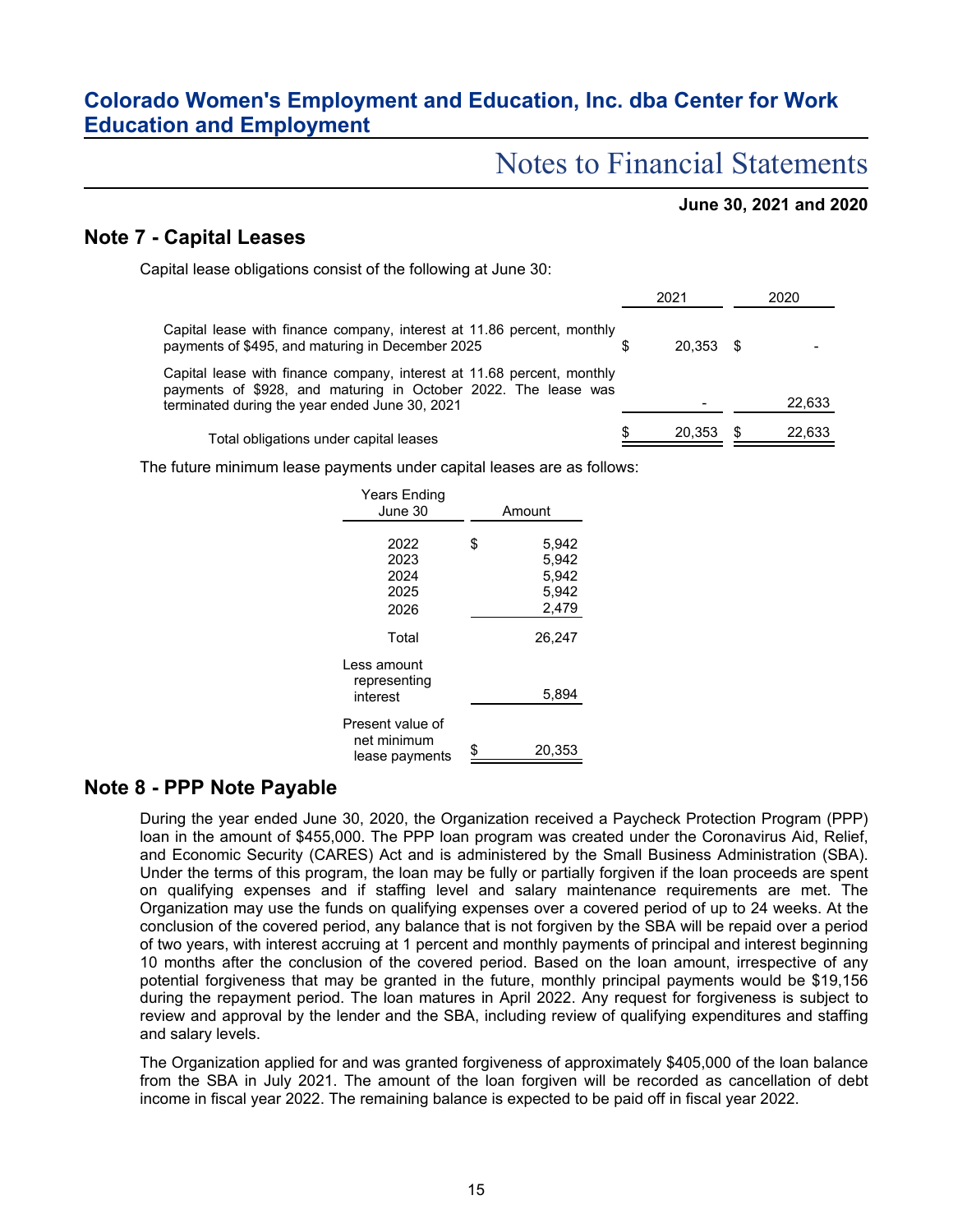## Note 7 - Capital Leases

Capital lease obligations consist of the following at June 30:

| | 2021 | 2020 |
|---|---|---|
| Capital lease with finance company, interest at 11.86 percent, monthly payments of $495, and maturing in December 2025 | $ 20,353 | $ - |
| Capital lease with finance company, interest at 11.68 percent, monthly payments of $928, and maturing in October 2022. The lease was terminated during the year ended June 30, 2021 | - | 22,633 |
| Total obligations under capital leases | $ 20,353 | $ 22,633 |

The future minimum lease payments under capital leases are as follows:

| Years Ending June 30 | Amount |
|---|---|
| 2022 | $ 5,942 |
| 2023 | 5,942 |
| 2024 | 5,942 |
| 2025 | 5,942 |
| 2026 | 2,479 |
| Total | 26,247 |
| Less amount representing interest | 5,894 |
| Present value of net minimum lease payments | $ 20,353 |

## Note 8 - PPP Note Payable

During the year ended June 30, 2020, the Organization received a Paycheck Protection Program (PPP) loan in the amount of $455,000. The PPP loan program was created under the Coronavirus Aid, Relief, and Economic Security (CARES) Act and is administered by the Small Business Administration (SBA). Under the terms of this program, the loan may be fully or partially forgiven if the loan proceeds are spent on qualifying expenses and if staffing level and salary maintenance requirements are met. The Organization may use the funds on qualifying expenses over a covered period of up to 24 weeks. At the conclusion of the covered period, any balance that is not forgiven by the SBA will be repaid over a period of two years, with interest accruing at 1 percent and monthly payments of principal and interest beginning 10 months after the conclusion of the covered period. Based on the loan amount, irrespective of any potential forgiveness that may be granted in the future, monthly principal payments would be $19,156 during the repayment period. The loan matures in April 2022. Any request for forgiveness is subject to review and approval by the lender and the SBA, including review of qualifying expenditures and staffing and salary levels.

The Organization applied for and was granted forgiveness of approximately $405,000 of the loan balance from the SBA in July 2021. The amount of the loan forgiven will be recorded as cancellation of debt income in fiscal year 2022. The remaining balance is expected to be paid off in fiscal year 2022.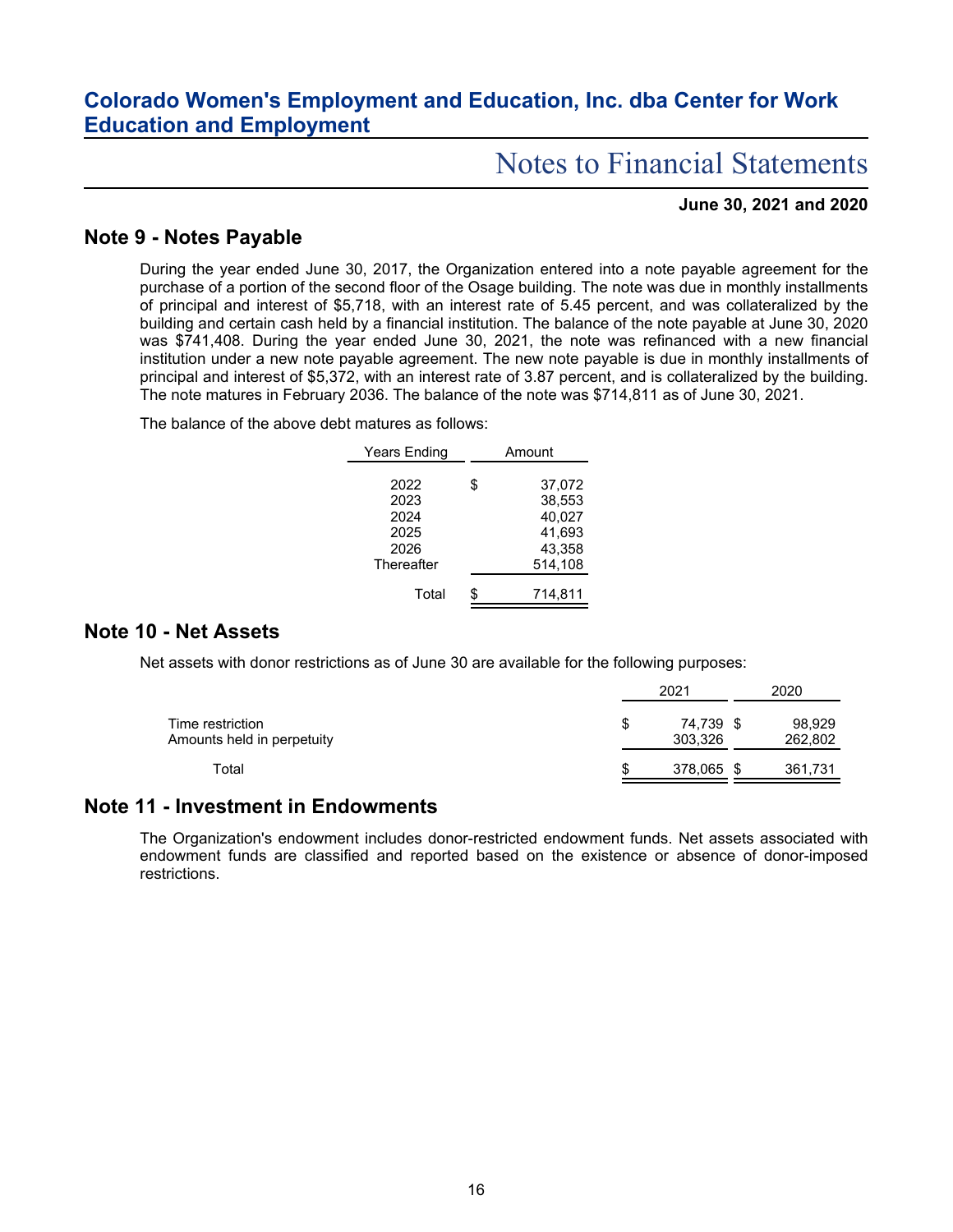## Note 9 - Notes Payable

During the year ended June 30, 2017, the Organization entered into a note payable agreement for the purchase of a portion of the second floor of the Osage building. The note was due in monthly installments of principal and interest of $5,718, with an interest rate of 5.45 percent, and was collateralized by the building and certain cash held by a financial institution. The balance of the note payable at June 30, 2020 was $741,408. During the year ended June 30, 2021, the note was refinanced with a new financial institution under a new note payable agreement. The new note payable is due in monthly installments of principal and interest of $5,372, with an interest rate of 3.87 percent, and is collateralized by the building. The note matures in February 2036. The balance of the note was $714,811 as of June 30, 2021.

The balance of the above debt matures as follows:

| Years Ending | Amount |
|---|---|
| 2022 | $ 37,072 |
| 2023 | 38,553 |
| 2024 | 40,027 |
| 2025 | 41,693 |
| 2026 | 43,358 |
| Thereafter | 514,108 |
| Total | $ 714,811 |

## Note 10 - Net Assets

Net assets with donor restrictions as of June 30 are available for the following purposes:

| | 2021 | 2020 |
|---|---|---|
| Time restriction | $ 74,739 | $ 98,929 |
| Amounts held in perpetuity | 303,326 | 262,802 |
| Total | $ 378,065 | $ 361,731 |

## Note 11 - Investment in Endowments

The Organization's endowment includes donor-restricted endowment funds. Net assets associated with endowment funds are classified and reported based on the existence or absence of donor-imposed restrictions.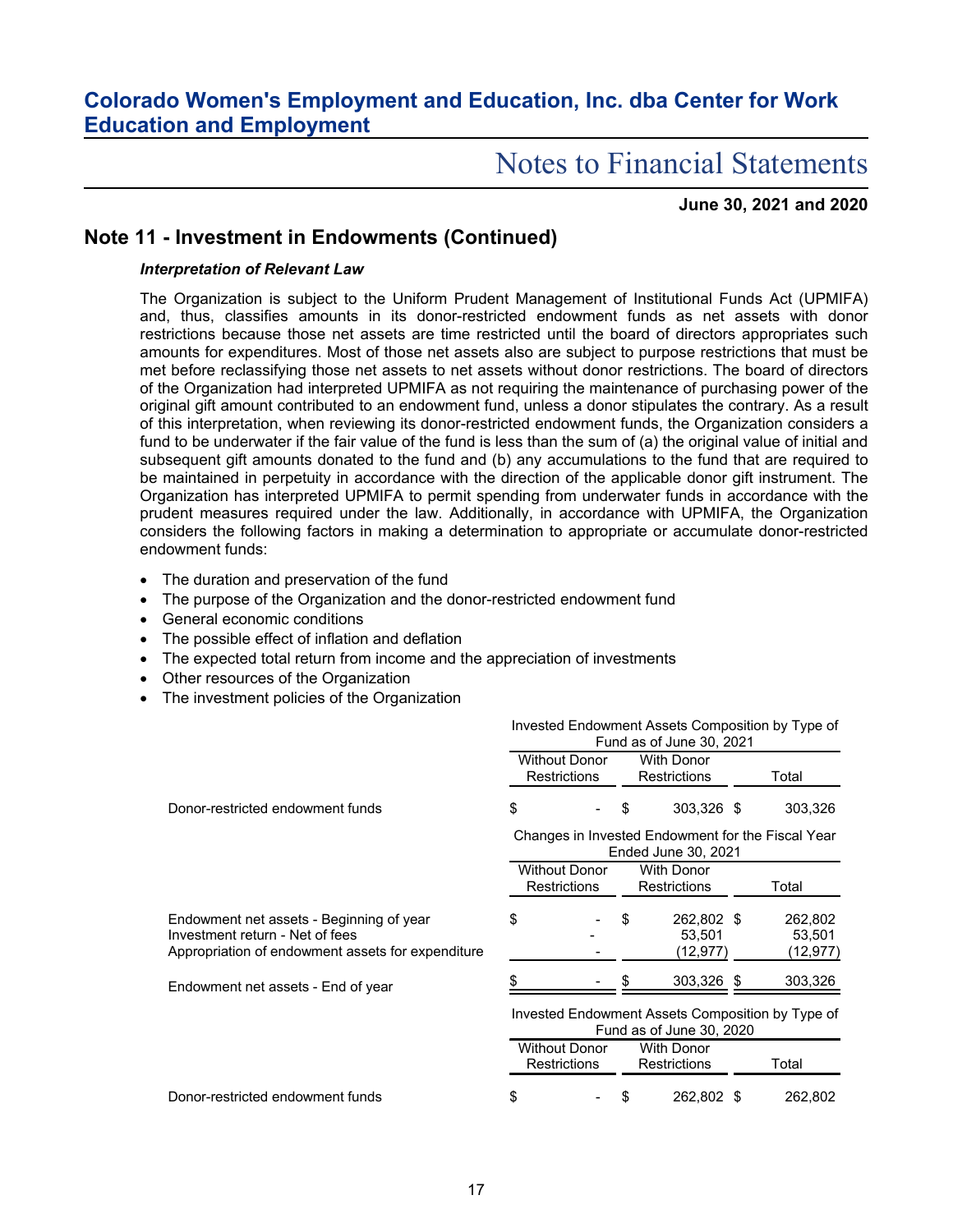## Note 11 - Investment in Endowments (Continued)

***Interpretation of Relevant Law***

The Organization is subject to the Uniform Prudent Management of Institutional Funds Act (UPMIFA) and, thus, classifies amounts in its donor-restricted endowment funds as net assets with donor restrictions because those net assets are time restricted until the board of directors appropriates such amounts for expenditures. Most of those net assets also are subject to purpose restrictions that must be met before reclassifying those net assets to net assets without donor restrictions. The board of directors of the Organization had interpreted UPMIFA as not requiring the maintenance of purchasing power of the original gift amount contributed to an endowment fund, unless a donor stipulates the contrary. As a result of this interpretation, when reviewing its donor-restricted endowment funds, the Organization considers a fund to be underwater if the fair value of the fund is less than the sum of (a) the original value of initial and subsequent gift amounts donated to the fund and (b) any accumulations to the fund that are required to be maintained in perpetuity in accordance with the direction of the applicable donor gift instrument. The Organization has interpreted UPMIFA to permit spending from underwater funds in accordance with the prudent measures required under the law. Additionally, in accordance with UPMIFA, the Organization considers the following factors in making a determination to appropriate or accumulate donor-restricted endowment funds:

- The duration and preservation of the fund
- The purpose of the Organization and the donor-restricted endowment fund
- General economic conditions
- The possible effect of inflation and deflation
- The expected total return from income and the appreciation of investments
- Other resources of the Organization
- The investment policies of the Organization

| | Invested Endowment Assets Composition by Type of Fund as of June 30, 2021 | | |
|---|---|---|---|
| | Without Donor Restrictions | With Donor Restrictions | Total |
| Donor-restricted endowment funds | $ - | $ 303,326 | $ 303,326 |

| | Changes in Invested Endowment for the Fiscal Year Ended June 30, 2021 | | |
|---|---|---|---|
| | Without Donor Restrictions | With Donor Restrictions | Total |
| Endowment net assets - Beginning of year | $ - | $ 262,802 | $ 262,802 |
| Investment return - Net of fees | - | 53,501 | 53,501 |
| Appropriation of endowment assets for expenditure | - | (12,977) | (12,977) |
| Endowment net assets - End of year | $ - | $ 303,326 | $ 303,326 |

| | Invested Endowment Assets Composition by Type of Fund as of June 30, 2020 | | |
|---|---|---|---|
| | Without Donor Restrictions | With Donor Restrictions | Total |
| Donor-restricted endowment funds | $ - | $ 262,802 | $ 262,802 |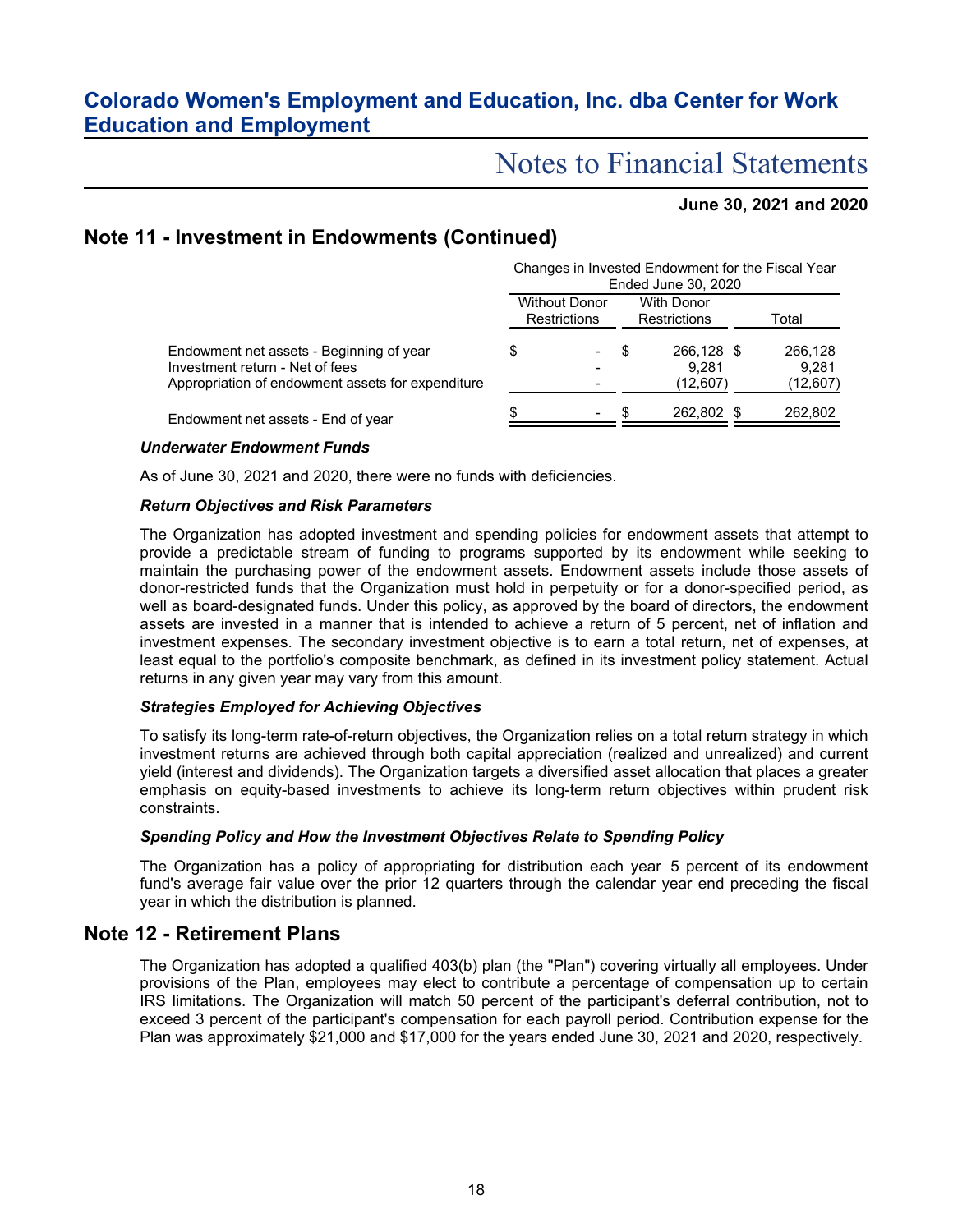## Note 11 - Investment in Endowments (Continued)

| | Changes in Invested Endowment for the Fiscal Year Ended June 30, 2020 | | |
|---|---|---|---|
| | Without Donor Restrictions | With Donor Restrictions | Total |
| Endowment net assets - Beginning of year | $ - | $ 266,128 | $ 266,128 |
| Investment return - Net of fees | - | 9,281 | 9,281 |
| Appropriation of endowment assets for expenditure | - | (12,607) | (12,607) |
| Endowment net assets - End of year | $ - | $ 262,802 | $ 262,802 |

### *Underwater Endowment Funds*

As of June 30, 2021 and 2020, there were no funds with deficiencies.

### *Return Objectives and Risk Parameters*

The Organization has adopted investment and spending policies for endowment assets that attempt to provide a predictable stream of funding to programs supported by its endowment while seeking to maintain the purchasing power of the endowment assets. Endowment assets include those assets of donor-restricted funds that the Organization must hold in perpetuity or for a donor-specified period, as well as board-designated funds. Under this policy, as approved by the board of directors, the endowment assets are invested in a manner that is intended to achieve a return of 5 percent, net of inflation and investment expenses. The secondary investment objective is to earn a total return, net of expenses, at least equal to the portfolio's composite benchmark, as defined in its investment policy statement. Actual returns in any given year may vary from this amount.

### *Strategies Employed for Achieving Objectives*

To satisfy its long-term rate-of-return objectives, the Organization relies on a total return strategy in which investment returns are achieved through both capital appreciation (realized and unrealized) and current yield (interest and dividends). The Organization targets a diversified asset allocation that places a greater emphasis on equity-based investments to achieve its long-term return objectives within prudent risk constraints.

### *Spending Policy and How the Investment Objectives Relate to Spending Policy*

The Organization has a policy of appropriating for distribution each year 5 percent of its endowment fund's average fair value over the prior 12 quarters through the calendar year end preceding the fiscal year in which the distribution is planned.

## Note 12 - Retirement Plans

The Organization has adopted a qualified 403(b) plan (the "Plan") covering virtually all employees. Under provisions of the Plan, employees may elect to contribute a percentage of compensation up to certain IRS limitations. The Organization will match 50 percent of the participant's deferral contribution, not to exceed 3 percent of the participant's compensation for each payroll period. Contribution expense for the Plan was approximately $21,000 and $17,000 for the years ended June 30, 2021 and 2020, respectively.